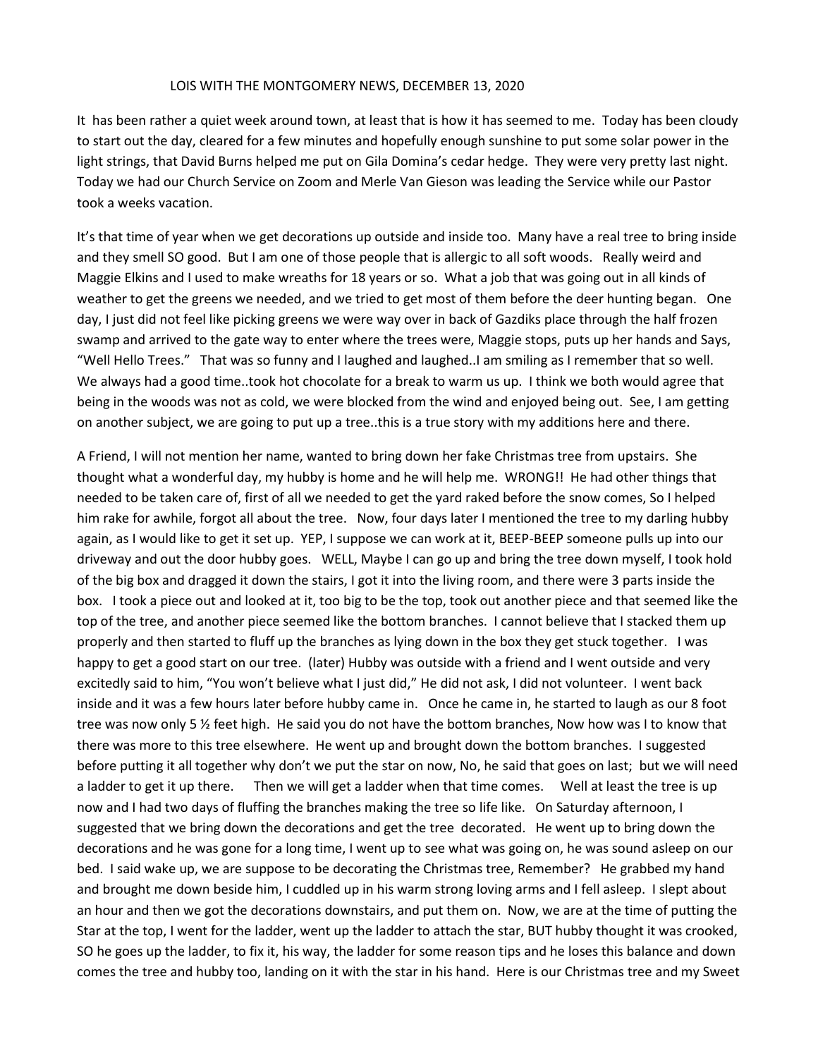LOIS WITH THE MONTGOMERY NEWS, DECEMBER 13, 2020

It has been rather a quiet week around town, at least that is how it has seemed to me. Today has been cloudy to start out the day, cleared for a few minutes and hopefully enough sunshine to put some solar power in the light strings, that David Burns helped me put on Gila Domina's cedar hedge. They were very pretty last night. Today we had our Church Service on Zoom and Merle Van Gieson was leading the Service while our Pastor took a weeks vacation.

It's that time of year when we get decorations up outside and inside too. Many have a real tree to bring inside and they smell SO good. But I am one of those people that is allergic to all soft woods. Really weird and Maggie Elkins and I used to make wreaths for 18 years or so. What a job that was going out in all kinds of weather to get the greens we needed, and we tried to get most of them before the deer hunting began. One day, I just did not feel like picking greens we were way over in back of Gazdiks place through the half frozen swamp and arrived to the gate way to enter where the trees were, Maggie stops, puts up her hands and Says, "Well Hello Trees." That was so funny and I laughed and laughed..I am smiling as I remember that so well. We always had a good time..took hot chocolate for a break to warm us up. I think we both would agree that being in the woods was not as cold, we were blocked from the wind and enjoyed being out. See, I am getting on another subject, we are going to put up a tree..this is a true story with my additions here and there.

A Friend, I will not mention her name, wanted to bring down her fake Christmas tree from upstairs. She thought what a wonderful day, my hubby is home and he will help me. WRONG!! He had other things that needed to be taken care of, first of all we needed to get the yard raked before the snow comes, So I helped him rake for awhile, forgot all about the tree. Now, four days later I mentioned the tree to my darling hubby again, as I would like to get it set up. YEP, I suppose we can work at it, BEEP-BEEP someone pulls up into our driveway and out the door hubby goes. WELL, Maybe I can go up and bring the tree down myself, I took hold of the big box and dragged it down the stairs, I got it into the living room, and there were 3 parts inside the box. I took a piece out and looked at it, too big to be the top, took out another piece and that seemed like the top of the tree, and another piece seemed like the bottom branches. I cannot believe that I stacked them up properly and then started to fluff up the branches as lying down in the box they get stuck together. I was happy to get a good start on our tree. (later) Hubby was outside with a friend and I went outside and very excitedly said to him, "You won't believe what I just did," He did not ask, I did not volunteer. I went back inside and it was a few hours later before hubby came in. Once he came in, he started to laugh as our 8 foot tree was now only 5 ½ feet high. He said you do not have the bottom branches, Now how was I to know that there was more to this tree elsewhere. He went up and brought down the bottom branches. I suggested before putting it all together why don't we put the star on now, No, he said that goes on last; but we will need a ladder to get it up there. Then we will get a ladder when that time comes. Well at least the tree is up now and I had two days of fluffing the branches making the tree so life like. On Saturday afternoon, I suggested that we bring down the decorations and get the tree decorated. He went up to bring down the decorations and he was gone for a long time, I went up to see what was going on, he was sound asleep on our bed. I said wake up, we are suppose to be decorating the Christmas tree, Remember? He grabbed my hand and brought me down beside him, I cuddled up in his warm strong loving arms and I fell asleep. I slept about an hour and then we got the decorations downstairs, and put them on. Now, we are at the time of putting the Star at the top, I went for the ladder, went up the ladder to attach the star, BUT hubby thought it was crooked, SO he goes up the ladder, to fix it, his way, the ladder for some reason tips and he loses this balance and down comes the tree and hubby too, landing on it with the star in his hand. Here is our Christmas tree and my Sweet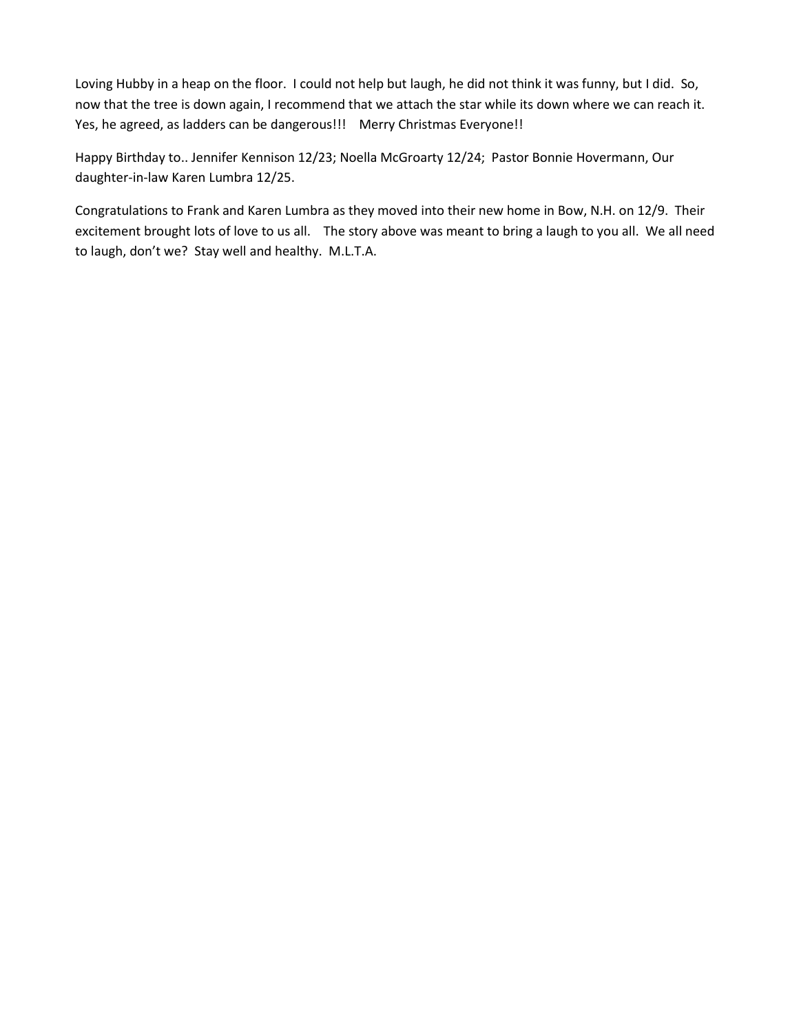Loving Hubby in a heap on the floor. I could not help but laugh, he did not think it was funny, but I did. So, now that the tree is down again, I recommend that we attach the star while its down where we can reach it. Yes, he agreed, as ladders can be dangerous!!! Merry Christmas Everyone!!

Happy Birthday to.. Jennifer Kennison 12/23; Noella McGroarty 12/24; Pastor Bonnie Hovermann, Our daughter-in-law Karen Lumbra 12/25.

Congratulations to Frank and Karen Lumbra as they moved into their new home in Bow, N.H. on 12/9. Their excitement brought lots of love to us all. The story above was meant to bring a laugh to you all. We all need to laugh, don't we? Stay well and healthy. M.L.T.A.